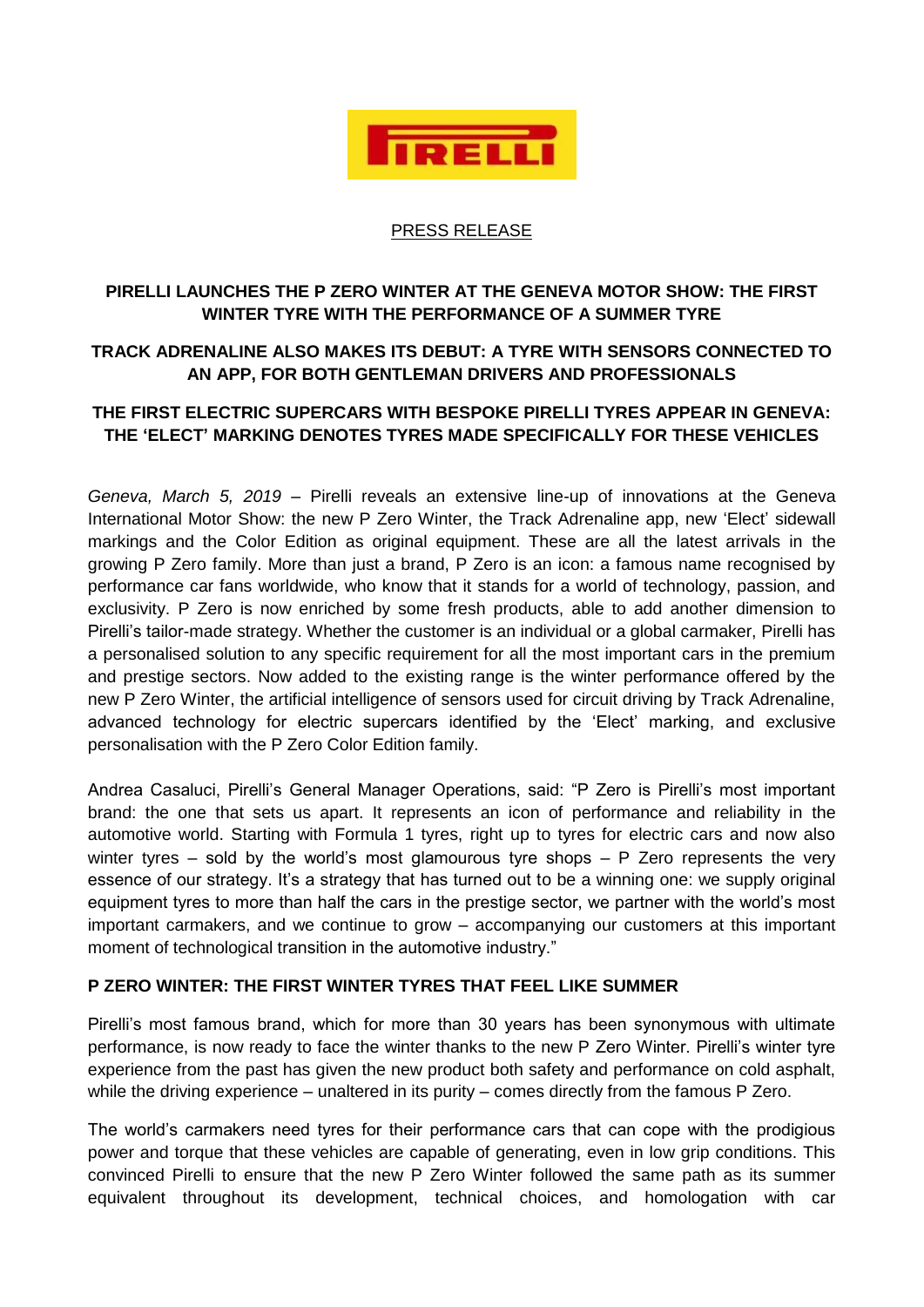PRESS RELEASE

**PIRELLI LAUNCHES THE P ZERO WINTER AT THE GENEVA MOTOR SHOW: THE FIRST WINTER TYRE WITH THE PERFORMANCE OF A SUMMER TYRE**

**TRACK ADRENALINE ALSO MAKES ITS DEBUT: A TYRE WITH SENSORS CONNECTED TO AN APP, FOR BOTH GENTLEMAN DRIVERS AND PROFESSIONALS**

**THE FIRST ELECTRIC SUPERCARS WITH BESPOKE PIRELLI TYRES APPEAR IN GENEVA: THE 'ELECT' MARKING DENOTES TYRES MADE SPECIFICALLY FOR THESE VEHICLES**

*Geneva, March 5, 2019* – Pirelli reveals an extensive line-up of innovations at the Geneva International Motor Show: the new P Zero Winter, the Track Adrenaline app, new 'Elect' sidewall markings and the Color Edition as original equipment. These are all the latest arrivals in the growing P Zero family. More than just a brand, P Zero is an icon: a famous name recognised by performance car fans worldwide, who know that it stands for a world of technology, passion, and exclusivity. P Zero is now enriched by some fresh products, able to add another dimension to Pirelli's tailor-made strategy. Whether the customer is an individual or a global carmaker, Pirelli has a personalised solution to any specific requirement for all the most important cars in the premium and prestige sectors. Now added to the existing range is the winter performance offered by the new P Zero Winter, the artificial intelligence of sensors used for circuit driving by Track Adrenaline, advanced technology for electric supercars identified by the 'Elect' marking, and exclusive personalisation with the P Zero Color Edition family.

Andrea Casaluci, Pirelli's General Manager Operations, said: "P Zero is Pirelli's most important brand: the one that sets us apart. It represents an icon of performance and reliability in the automotive world. Starting with Formula 1 tyres, right up to tyres for electric cars and now also winter tyres – sold by the world's most glamourous tyre shops – P Zero represents the very essence of our strategy. It's a strategy that has turned out to be a winning one: we supply original equipment tyres to more than half the cars in the prestige sector, we partner with the world's most important carmakers, and we continue to grow – accompanying our customers at this important moment of technological transition in the automotive industry."

**P ZERO WINTER: THE FIRST WINTER TYRES THAT FEEL LIKE SUMMER**

Pirelli's most famous brand, which for more than 30 years has been synonymous with ultimate performance, is now ready to face the winter thanks to the new P Zero Winter. Pirelli's winter tyre experience from the past has given the new product both safety and performance on cold asphalt, while the driving experience – unaltered in its purity – comes directly from the famous P Zero.

The world's carmakers need tyres for their performance cars that can cope with the prodigious power and torque that these vehicles are capable of generating, even in low grip conditions. This convinced Pirelli to ensure that the new P Zero Winter followed the same path as its summer equivalent throughout its development, technical choices, and homologation with car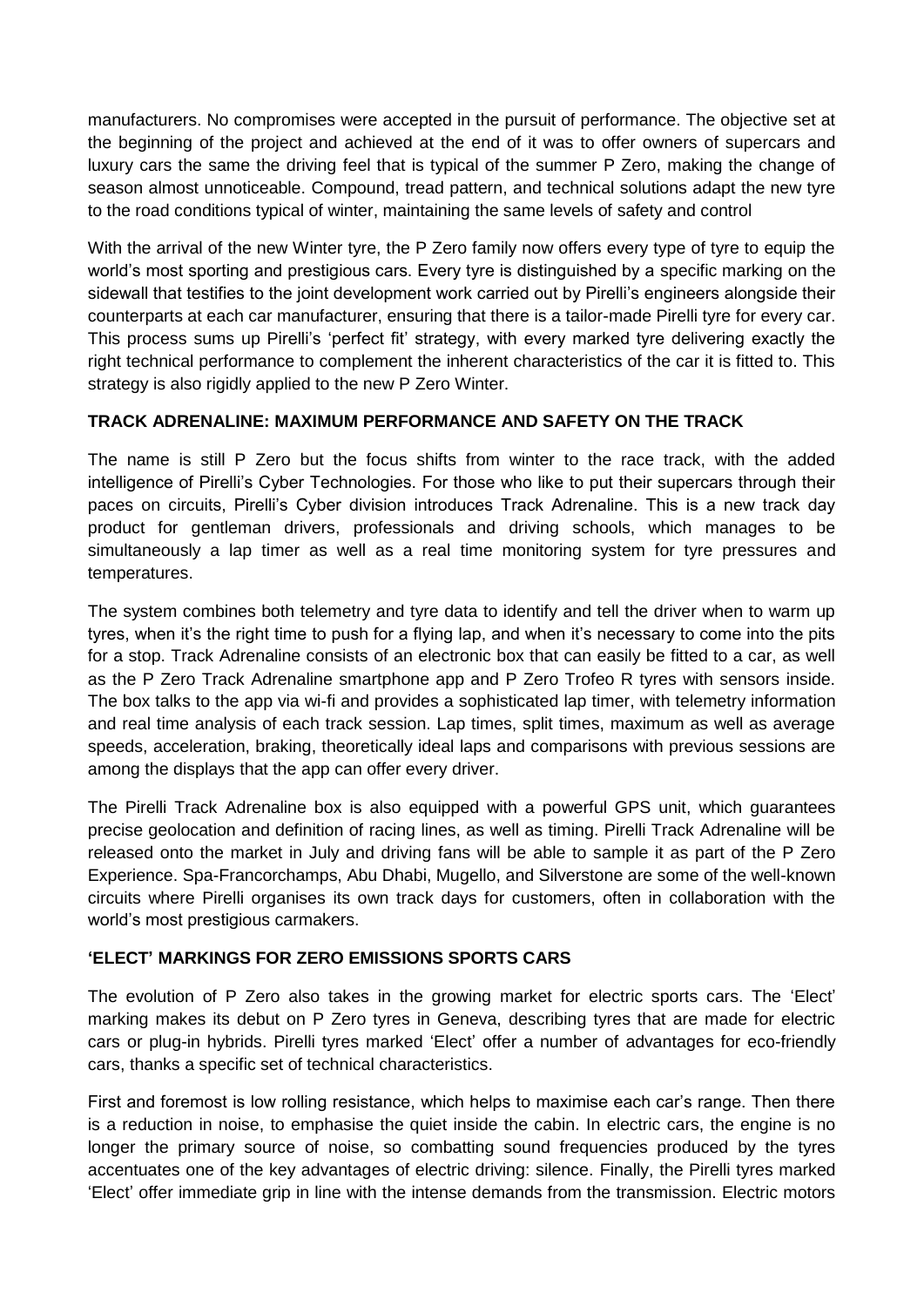manufacturers. No compromises were accepted in the pursuit of performance. The objective set at the beginning of the project and achieved at the end of it was to offer owners of supercars and luxury cars the same the driving feel that is typical of the summer P Zero, making the change of season almost unnoticeable. Compound, tread pattern, and technical solutions adapt the new tyre to the road conditions typical of winter, maintaining the same levels of safety and control

With the arrival of the new Winter tyre, the P Zero family now offers every type of tyre to equip the world's most sporting and prestigious cars. Every tyre is distinguished by a specific marking on the sidewall that testifies to the joint development work carried out by Pirelli's engineers alongside their counterparts at each car manufacturer, ensuring that there is a tailor-made Pirelli tyre for every car. This process sums up Pirelli's 'perfect fit' strategy, with every marked tyre delivering exactly the right technical performance to complement the inherent characteristics of the car it is fitted to. This strategy is also rigidly applied to the new P Zero Winter.

**TRACK ADRENALINE: MAXIMUM PERFORMANCE AND SAFETY ON THE TRACK**

The name is still P Zero but the focus shifts from winter to the race track, with the added intelligence of Pirelli's Cyber Technologies. For those who like to put their supercars through their paces on circuits, Pirelli's Cyber division introduces Track Adrenaline. This is a new track day product for gentleman drivers, professionals and driving schools, which manages to be simultaneously a lap timer as well as a real time monitoring system for tyre pressures and temperatures.

The system combines both telemetry and tyre data to identify and tell the driver when to warm up tyres, when it's the right time to push for a flying lap, and when it's necessary to come into the pits for a stop. Track Adrenaline consists of an electronic box that can easily be fitted to a car, as well as the P Zero Track Adrenaline smartphone app and P Zero Trofeo R tyres with sensors inside. The box talks to the app via wi-fi and provides a sophisticated lap timer, with telemetry information and real time analysis of each track session. Lap times, split times, maximum as well as average speeds, acceleration, braking, theoretically ideal laps and comparisons with previous sessions are among the displays that the app can offer every driver.

The Pirelli Track Adrenaline box is also equipped with a powerful GPS unit, which guarantees precise geolocation and definition of racing lines, as well as timing. Pirelli Track Adrenaline will be released onto the market in July and driving fans will be able to sample it as part of the P Zero Experience. Spa-Francorchamps, Abu Dhabi, Mugello, and Silverstone are some of the well-known circuits where Pirelli organises its own track days for customers, often in collaboration with the world's most prestigious carmakers.

**'ELECT' MARKINGS FOR ZERO EMISSIONS SPORTS CARS**

The evolution of P Zero also takes in the growing market for electric sports cars. The 'Elect' marking makes its debut on P Zero tyres in Geneva, describing tyres that are made for electric cars or plug-in hybrids. Pirelli tyres marked 'Elect' offer a number of advantages for eco-friendly cars, thanks a specific set of technical characteristics.

First and foremost is low rolling resistance, which helps to maximise each car's range. Then there is a reduction in noise, to emphasise the quiet inside the cabin. In electric cars, the engine is no longer the primary source of noise, so combatting sound frequencies produced by the tyres accentuates one of the key advantages of electric driving: silence. Finally, the Pirelli tyres marked 'Elect' offer immediate grip in line with the intense demands from the transmission. Electric motors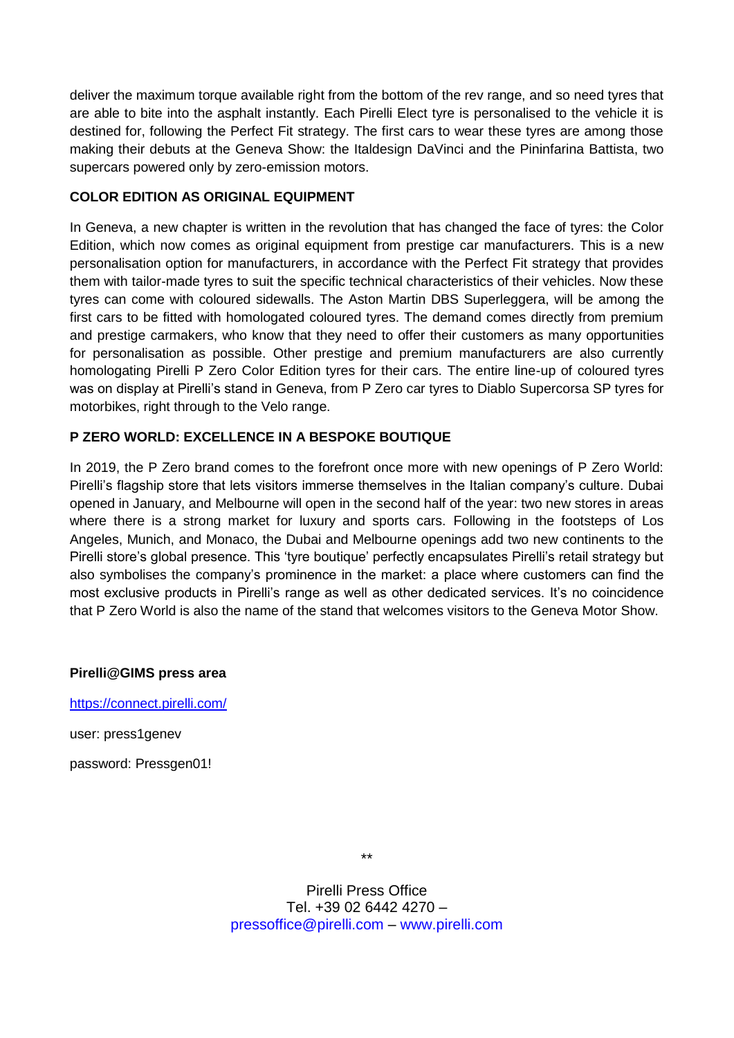deliver the maximum torque available right from the bottom of the rev range, and so need tyres that are able to bite into the asphalt instantly. Each Pirelli Elect tyre is personalised to the vehicle it is destined for, following the Perfect Fit strategy. The first cars to wear these tyres are among those making their debuts at the Geneva Show: the Italdesign DaVinci and the Pininfarina Battista, two supercars powered only by zero-emission motors.

**COLOR EDITION AS ORIGINAL EQUIPMENT**

In Geneva, a new chapter is written in the revolution that has changed the face of tyres: the Color Edition, which now comes as original equipment from prestige car manufacturers. This is a new personalisation option for manufacturers, in accordance with the Perfect Fit strategy that provides them with tailor-made tyres to suit the specific technical characteristics of their vehicles. Now these tyres can come with coloured sidewalls. The Aston Martin DBS Superleggera, will be among the first cars to be fitted with homologated coloured tyres. The demand comes directly from premium and prestige carmakers, who know that they need to offer their customers as many opportunities for personalisation as possible. Other prestige and premium manufacturers are also currently homologating Pirelli P Zero Color Edition tyres for their cars. The entire line-up of coloured tyres was on display at Pirelli's stand in Geneva, from P Zero car tyres to Diablo Supercorsa SP tyres for motorbikes, right through to the Velo range.

**P ZERO WORLD: EXCELLENCE IN A BESPOKE BOUTIQUE**

In 2019, the P Zero brand comes to the forefront once more with new openings of P Zero World: Pirelli's flagship store that lets visitors immerse themselves in the Italian company's culture. Dubai opened in January, and Melbourne will open in the second half of the year: two new stores in areas where there is a strong market for luxury and sports cars. Following in the footsteps of Los Angeles, Munich, and Monaco, the Dubai and Melbourne openings add two new continents to the Pirelli store's global presence. This 'tyre boutique' perfectly encapsulates Pirelli's retail strategy but also symbolises the company's prominence in the market: a place where customers can find the most exclusive products in Pirelli's range as well as other dedicated services. It's no coincidence that P Zero World is also the name of the stand that welcomes visitors to the Geneva Motor Show.

**Pirelli@GIMS press area**

https://connect.pirelli.com/

user: press1genev

password: Pressgen01!

**

Pirelli Press Office
Tel. +39 02 6442 4270 –
pressoffice@pirelli.com – www.pirelli.com